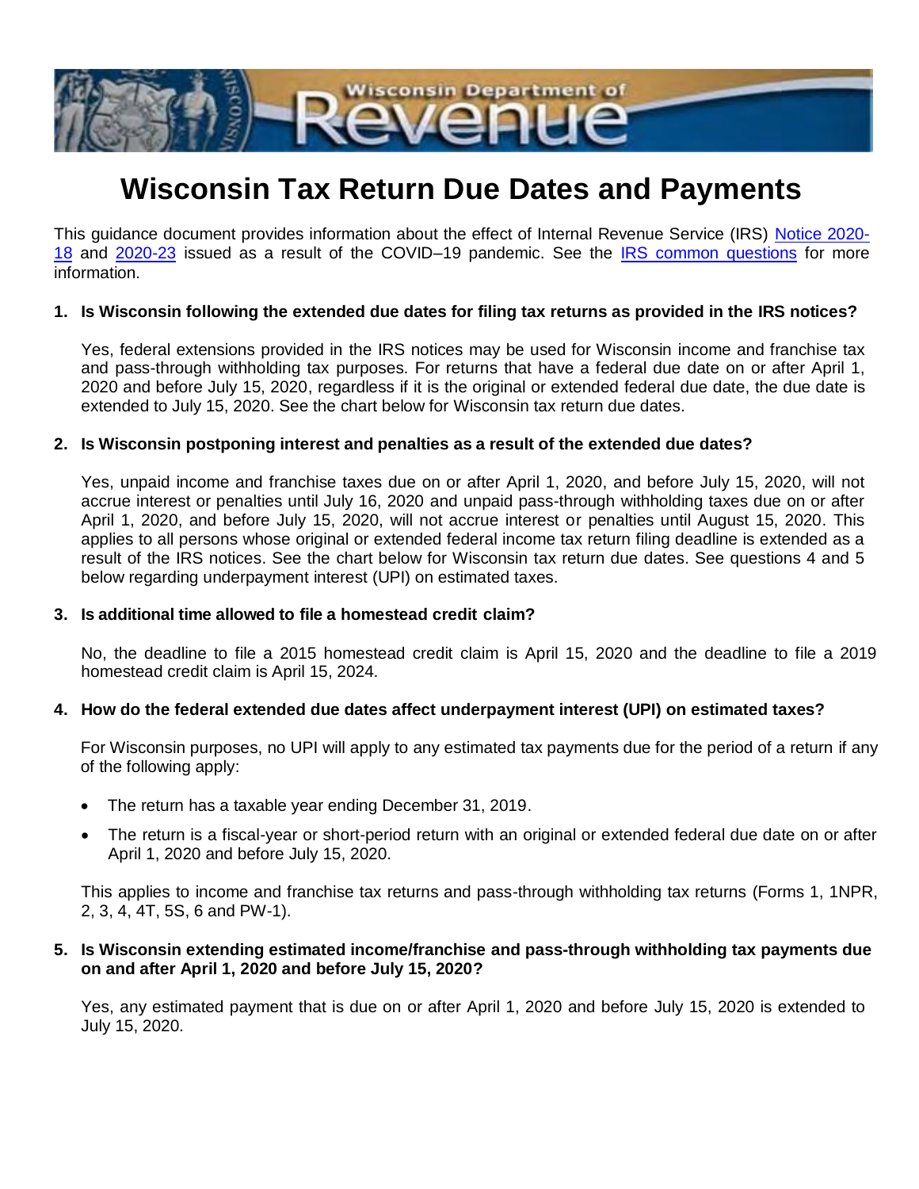# Wisconsin Tax Return Due Dates and Payments

This guidance document provides information about the effect of Internal Revenue Service (IRS) Notice 2020-18 and 2020-23 issued as a result of the COVID–19 pandemic. See the IRS common questions for more information.

**1. Is Wisconsin following the extended due dates for filing tax returns as provided in the IRS notices?**

Yes, federal extensions provided in the IRS notices may be used for Wisconsin income and franchise tax and pass-through withholding tax purposes. For returns that have a federal due date on or after April 1, 2020 and before July 15, 2020, regardless if it is the original or extended federal due date, the due date is extended to July 15, 2020. See the chart below for Wisconsin tax return due dates.

**2. Is Wisconsin postponing interest and penalties as a result of the extended due dates?**

Yes, unpaid income and franchise taxes due on or after April 1, 2020, and before July 15, 2020, will not accrue interest or penalties until July 16, 2020 and unpaid pass-through withholding taxes due on or after April 1, 2020, and before July 15, 2020, will not accrue interest or penalties until August 15, 2020. This applies to all persons whose original or extended federal income tax return filing deadline is extended as a result of the IRS notices. See the chart below for Wisconsin tax return due dates. See questions 4 and 5 below regarding underpayment interest (UPI) on estimated taxes.

**3. Is additional time allowed to file a homestead credit claim?**

No, the deadline to file a 2015 homestead credit claim is April 15, 2020 and the deadline to file a 2019 homestead credit claim is April 15, 2024.

**4. How do the federal extended due dates affect underpayment interest (UPI) on estimated taxes?**

For Wisconsin purposes, no UPI will apply to any estimated tax payments due for the period of a return if any of the following apply:

- The return has a taxable year ending December 31, 2019.
- The return is a fiscal-year or short-period return with an original or extended federal due date on or after April 1, 2020 and before July 15, 2020.

This applies to income and franchise tax returns and pass-through withholding tax returns (Forms 1, 1NPR, 2, 3, 4, 4T, 5S, 6 and PW-1).

**5. Is Wisconsin extending estimated income/franchise and pass-through withholding tax payments due on and after April 1, 2020 and before July 15, 2020?**

Yes, any estimated payment that is due on or after April 1, 2020 and before July 15, 2020 is extended to July 15, 2020.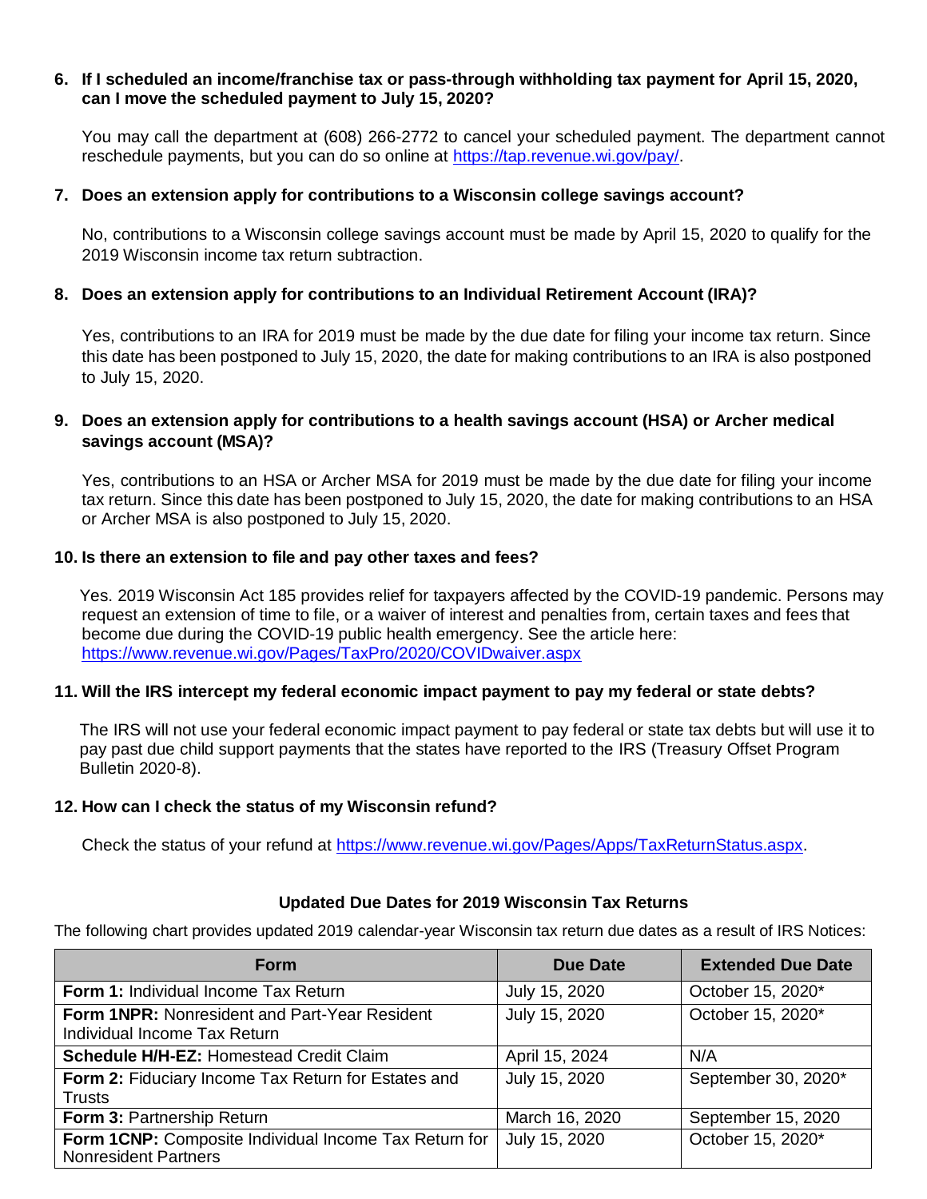**6. If I scheduled an income/franchise tax or pass-through withholding tax payment for April 15, 2020, can I move the scheduled payment to July 15, 2020?**

You may call the department at (608) 266-2772 to cancel your scheduled payment. The department cannot reschedule payments, but you can do so online at https://tap.revenue.wi.gov/pay/.

**7. Does an extension apply for contributions to a Wisconsin college savings account?**

No, contributions to a Wisconsin college savings account must be made by April 15, 2020 to qualify for the 2019 Wisconsin income tax return subtraction.

**8. Does an extension apply for contributions to an Individual Retirement Account (IRA)?**

Yes, contributions to an IRA for 2019 must be made by the due date for filing your income tax return. Since this date has been postponed to July 15, 2020, the date for making contributions to an IRA is also postponed to July 15, 2020.

**9. Does an extension apply for contributions to a health savings account (HSA) or Archer medical savings account (MSA)?**

Yes, contributions to an HSA or Archer MSA for 2019 must be made by the due date for filing your income tax return. Since this date has been postponed to July 15, 2020, the date for making contributions to an HSA or Archer MSA is also postponed to July 15, 2020.

**10. Is there an extension to file and pay other taxes and fees?**

Yes. 2019 Wisconsin Act 185 provides relief for taxpayers affected by the COVID-19 pandemic. Persons may request an extension of time to file, or a waiver of interest and penalties from, certain taxes and fees that become due during the COVID-19 public health emergency. See the article here: https://www.revenue.wi.gov/Pages/TaxPro/2020/COVIDwaiver.aspx

**11. Will the IRS intercept my federal economic impact payment to pay my federal or state debts?**

The IRS will not use your federal economic impact payment to pay federal or state tax debts but will use it to pay past due child support payments that the states have reported to the IRS (Treasury Offset Program Bulletin 2020-8).

**12. How can I check the status of my Wisconsin refund?**

Check the status of your refund at https://www.revenue.wi.gov/Pages/Apps/TaxReturnStatus.aspx.

### Updated Due Dates for 2019 Wisconsin Tax Returns

The following chart provides updated 2019 calendar-year Wisconsin tax return due dates as a result of IRS Notices:

| Form | Due Date | Extended Due Date |
|---|---|---|
| **Form 1:** Individual Income Tax Return | July 15, 2020 | October 15, 2020* |
| **Form 1NPR:** Nonresident and Part-Year Resident Individual Income Tax Return | July 15, 2020 | October 15, 2020* |
| **Schedule H/H-EZ:** Homestead Credit Claim | April 15, 2024 | N/A |
| **Form 2:** Fiduciary Income Tax Return for Estates and Trusts | July 15, 2020 | September 30, 2020* |
| **Form 3:** Partnership Return | March 16, 2020 | September 15, 2020 |
| **Form 1CNP:** Composite Individual Income Tax Return for Nonresident Partners | July 15, 2020 | October 15, 2020* |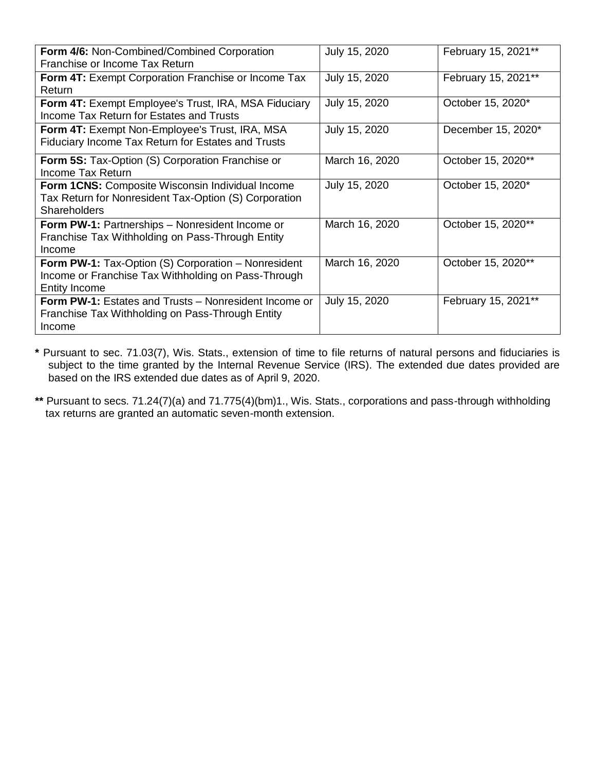| | | |
|---|---|---|
| **Form 4/6:** Non-Combined/Combined Corporation Franchise or Income Tax Return | July 15, 2020 | February 15, 2021** |
| **Form 4T:** Exempt Corporation Franchise or Income Tax Return | July 15, 2020 | February 15, 2021** |
| **Form 4T:** Exempt Employee's Trust, IRA, MSA Fiduciary Income Tax Return for Estates and Trusts | July 15, 2020 | October 15, 2020* |
| **Form 4T:** Exempt Non-Employee's Trust, IRA, MSA Fiduciary Income Tax Return for Estates and Trusts | July 15, 2020 | December 15, 2020* |
| **Form 5S:** Tax-Option (S) Corporation Franchise or Income Tax Return | March 16, 2020 | October 15, 2020** |
| **Form 1CNS:** Composite Wisconsin Individual Income Tax Return for Nonresident Tax-Option (S) Corporation Shareholders | July 15, 2020 | October 15, 2020* |
| **Form PW-1:** Partnerships – Nonresident Income or Franchise Tax Withholding on Pass-Through Entity Income | March 16, 2020 | October 15, 2020** |
| **Form PW-1:** Tax-Option (S) Corporation – Nonresident Income or Franchise Tax Withholding on Pass-Through Entity Income | March 16, 2020 | October 15, 2020** |
| **Form PW-1:** Estates and Trusts – Nonresident Income or Franchise Tax Withholding on Pass-Through Entity Income | July 15, 2020 | February 15, 2021** |

**\*** Pursuant to sec. 71.03(7), Wis. Stats., extension of time to file returns of natural persons and fiduciaries is subject to the time granted by the Internal Revenue Service (IRS). The extended due dates provided are based on the IRS extended due dates as of April 9, 2020.

**\*\*** Pursuant to secs. 71.24(7)(a) and 71.775(4)(bm)1., Wis. Stats., corporations and pass-through withholding tax returns are granted an automatic seven-month extension.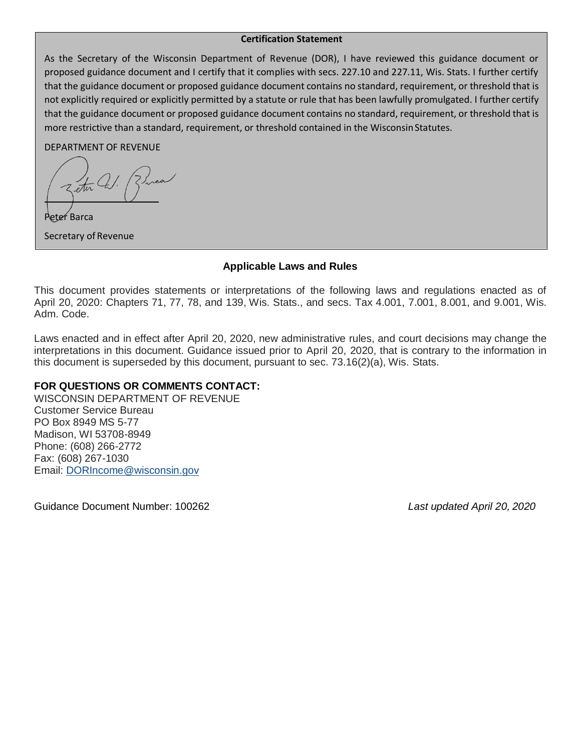**Certification Statement**

As the Secretary of the Wisconsin Department of Revenue (DOR), I have reviewed this guidance document or proposed guidance document and I certify that it complies with secs. 227.10 and 227.11, Wis. Stats. I further certify that the guidance document or proposed guidance document contains no standard, requirement, or threshold that is not explicitly required or explicitly permitted by a statute or rule that has been lawfully promulgated. I further certify that the guidance document or proposed guidance document contains no standard, requirement, or threshold that is more restrictive than a standard, requirement, or threshold contained in the Wisconsin Statutes.

DEPARTMENT OF REVENUE

Peter Barca

Secretary of Revenue

## Applicable Laws and Rules

This document provides statements or interpretations of the following laws and regulations enacted as of April 20, 2020: Chapters 71, 77, 78, and 139, Wis. Stats., and secs. Tax 4.001, 7.001, 8.001, and 9.001, Wis. Adm. Code.

Laws enacted and in effect after April 20, 2020, new administrative rules, and court decisions may change the interpretations in this document. Guidance issued prior to April 20, 2020, that is contrary to the information in this document is superseded by this document, pursuant to sec. 73.16(2)(a), Wis. Stats.

**FOR QUESTIONS OR COMMENTS CONTACT:**
WISCONSIN DEPARTMENT OF REVENUE
Customer Service Bureau
PO Box 8949 MS 5-77
Madison, WI 53708-8949
Phone: (608) 266-2772
Fax: (608) 267-1030
Email: DORIncome@wisconsin.gov

Guidance Document Number: 100262

*Last updated April 20, 2020*